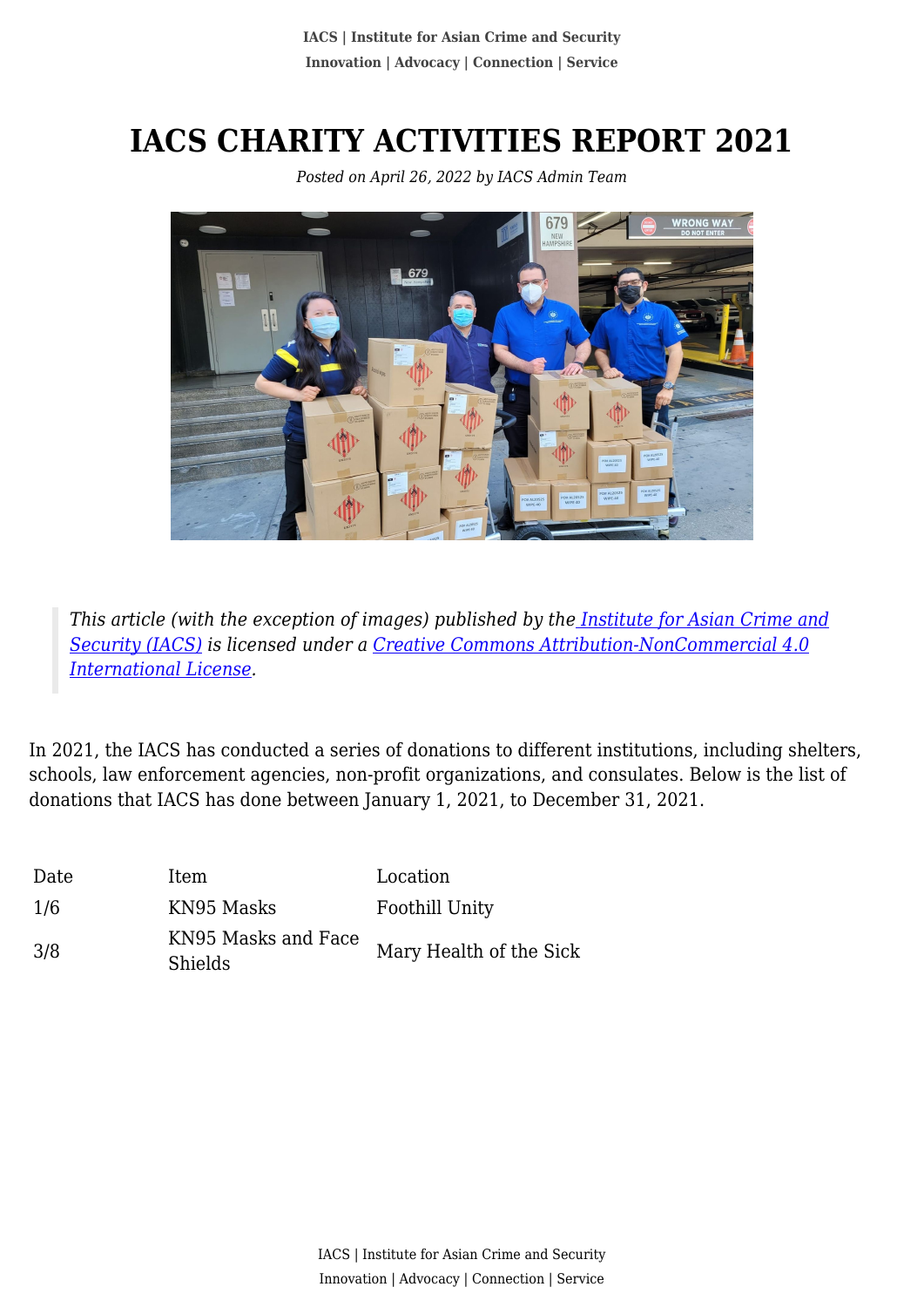# IACS CHARITY ACTIVITIES REPORT 2021

*Posted on April 26, 2022 by IACS Admin Team*

> *This article (with the exception of images) published by the [Institute for Asian Crime and Security (IACS)]() is licensed under a [Creative Commons Attribution-NonCommercial 4.0 International License]().*

In 2021, the IACS has conducted a series of donations to different institutions, including shelters, schools, law enforcement agencies, non-profit organizations, and consulates. Below is the list of donations that IACS has done between January 1, 2021, to December 31, 2021.

| Date | Item | Location |
| --- | --- | --- |
| 1/6 | KN95 Masks | Foothill Unity |
| 3/8 | KN95 Masks and Face Shields | Mary Health of the Sick |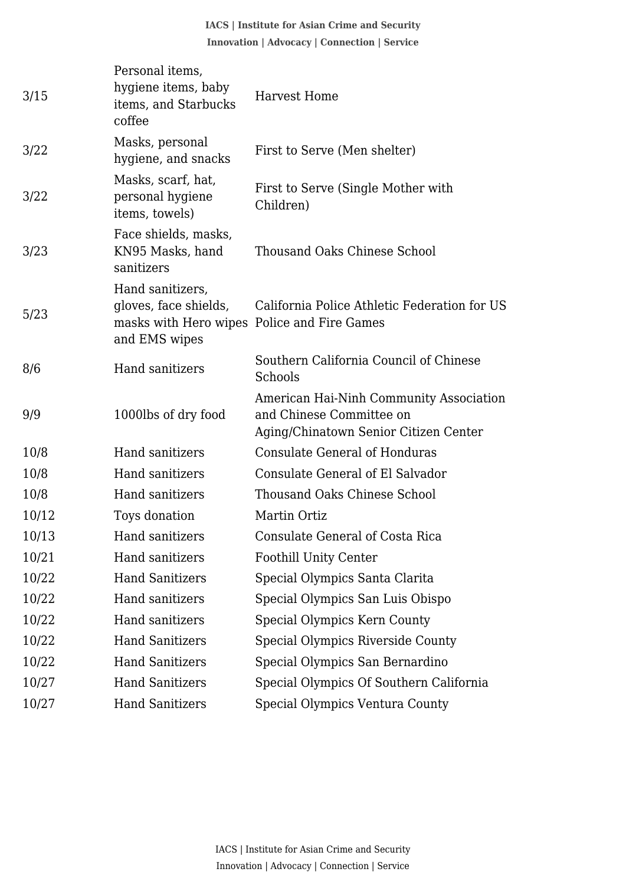| | | |
|---|---|---|
| 3/15 | Personal items, hygiene items, baby items, and Starbucks coffee | Harvest Home |
| 3/22 | Masks, personal hygiene, and snacks | First to Serve (Men shelter) |
| 3/22 | Masks, scarf, hat, personal hygiene items, towels) | First to Serve (Single Mother with Children) |
| 3/23 | Face shields, masks, KN95 Masks, hand sanitizers | Thousand Oaks Chinese School |
| 5/23 | Hand sanitizers, gloves, face shields, masks with Hero wipes and EMS wipes | California Police Athletic Federation for US Police and Fire Games |
| 8/6 | Hand sanitizers | Southern California Council of Chinese Schools |
| 9/9 | 1000lbs of dry food | American Hai-Ninh Community Association and Chinese Committee on Aging/Chinatown Senior Citizen Center |
| 10/8 | Hand sanitizers | Consulate General of Honduras |
| 10/8 | Hand sanitizers | Consulate General of El Salvador |
| 10/8 | Hand sanitizers | Thousand Oaks Chinese School |
| 10/12 | Toys donation | Martin Ortiz |
| 10/13 | Hand sanitizers | Consulate General of Costa Rica |
| 10/21 | Hand sanitizers | Foothill Unity Center |
| 10/22 | Hand Sanitizers | Special Olympics Santa Clarita |
| 10/22 | Hand sanitizers | Special Olympics San Luis Obispo |
| 10/22 | Hand sanitizers | Special Olympics Kern County |
| 10/22 | Hand Sanitizers | Special Olympics Riverside County |
| 10/22 | Hand Sanitizers | Special Olympics San Bernardino |
| 10/27 | Hand Sanitizers | Special Olympics Of Southern California |
| 10/27 | Hand Sanitizers | Special Olympics Ventura County |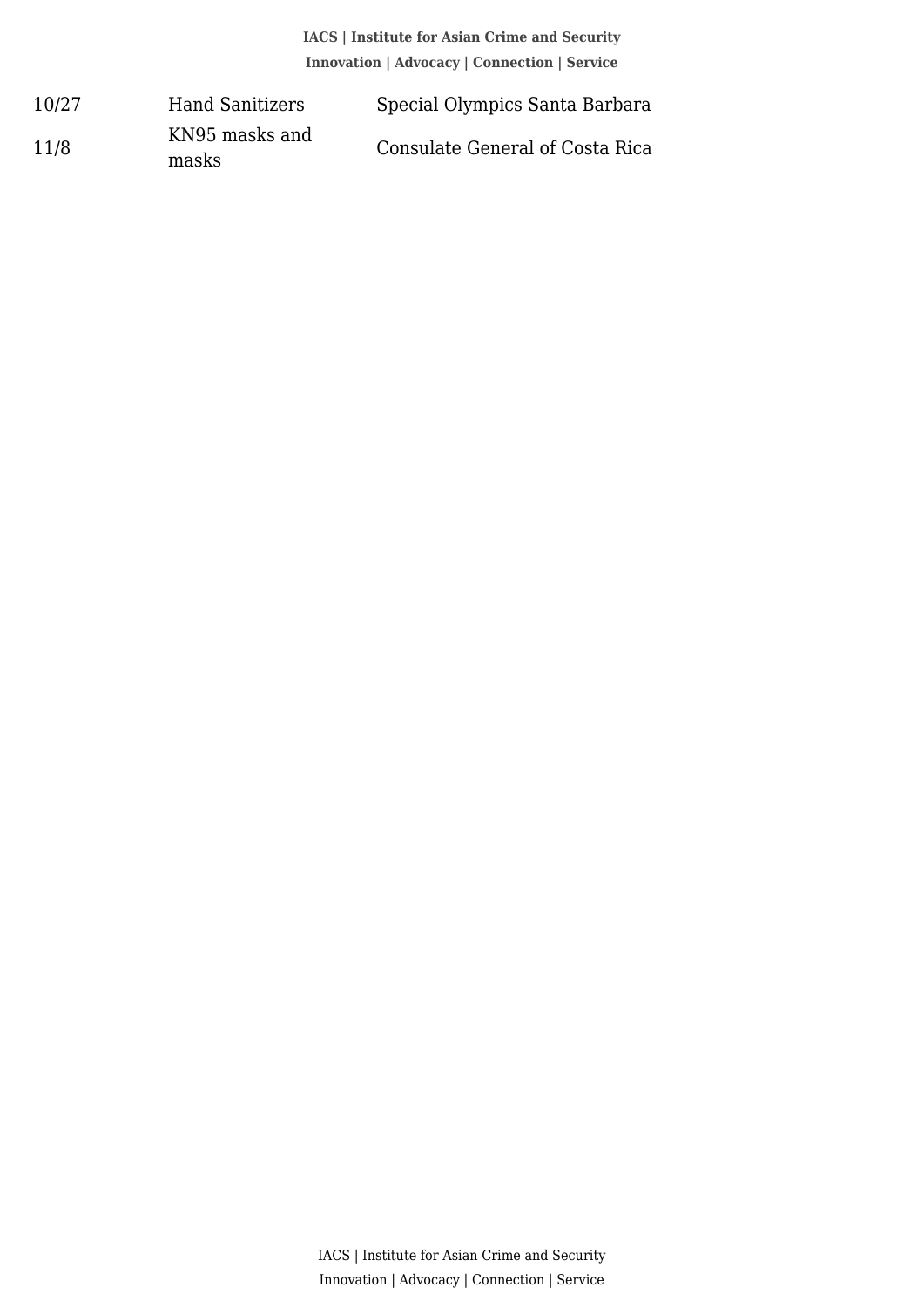| | | |
|---|---|---|
| 10/27 | Hand Sanitizers | Special Olympics Santa Barbara |
| 11/8 | KN95 masks and masks | Consulate General of Costa Rica |